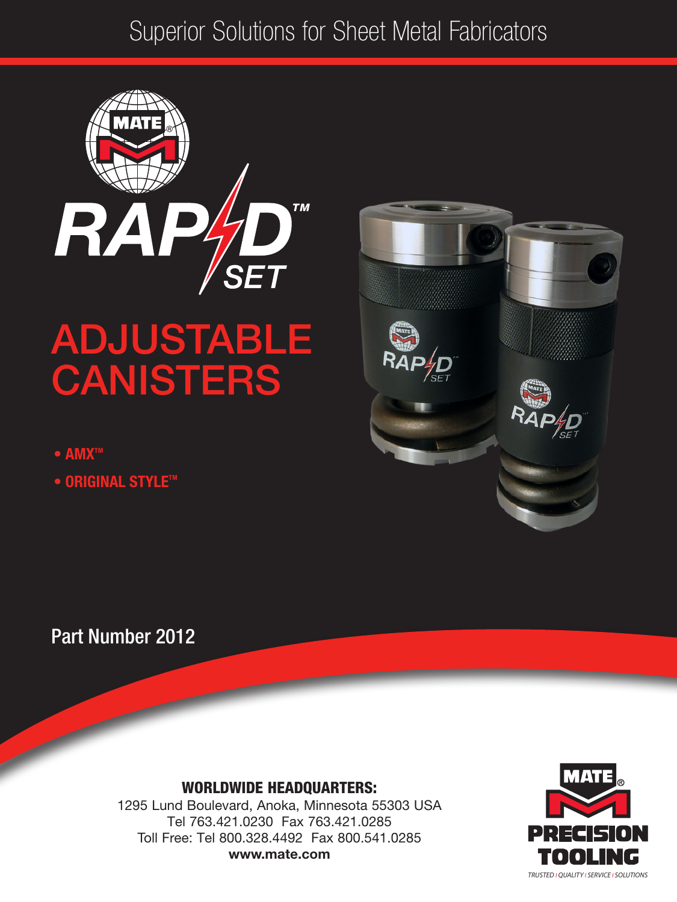Superior Solutions for Sheet Metal Fabricators

# RAPID™ SET

# ADJUSTABLE CANISTERS

- AMX™
- ORIGINAL STYLE™

Part Number 2012

**WORLDWIDE HEADQUARTERS:**
1295 Lund Boulevard, Anoka, Minnesota 55303 USA
Tel 763.421.0230 Fax 763.421.0285
Toll Free: Tel 800.328.4492 Fax 800.541.0285
**www.mate.com**

MATE® PRECISION TOOLING

TRUSTED | QUALITY | SERVICE | SOLUTIONS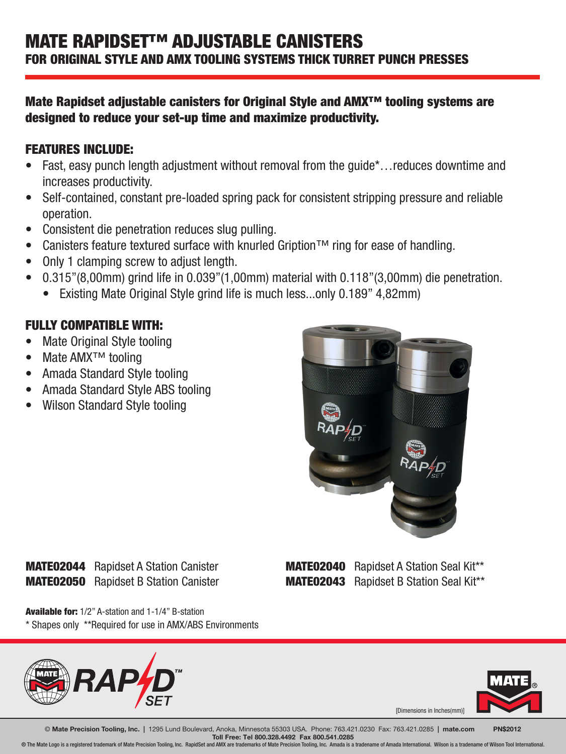# MATE RAPIDSET™ ADJUSTABLE CANISTERS

## FOR ORIGINAL STYLE AND AMX TOOLING SYSTEMS THICK TURRET PUNCH PRESSES

**Mate Rapidset adjustable canisters for Original Style and AMX™ tooling systems are designed to reduce your set-up time and maximize productivity.**

### FEATURES INCLUDE:

- Fast, easy punch length adjustment without removal from the guide*…reduces downtime and increases productivity.
- Self-contained, constant pre-loaded spring pack for consistent stripping pressure and reliable operation.
- Consistent die penetration reduces slug pulling.
- Canisters feature textured surface with knurled Gription™ ring for ease of handling.
- Only 1 clamping screw to adjust length.
- 0.315"(8,00mm) grind life in 0.039"(1,00mm) material with 0.118"(3,00mm) die penetration.
  - Existing Mate Original Style grind life is much less...only 0.189" 4,82mm)

### FULLY COMPATIBLE WITH:

- Mate Original Style tooling
- Mate AMX™ tooling
- Amada Standard Style tooling
- Amada Standard Style ABS tooling
- Wilson Standard Style tooling

**MATE02044** Rapidset A Station Canister
**MATE02050** Rapidset B Station Canister

**MATE02040** Rapidset A Station Seal Kit**
**MATE02043** Rapidset B Station Seal Kit**

**Available for:** 1/2" A-station and 1-1/4" B-station
* Shapes only **Required for use in AMX/ABS Environments

[Dimensions in Inches(mm)]

© Mate Precision Tooling, Inc. | 1295 Lund Boulevard, Anoka, Minnesota 55303 USA. Phone: 763.421.0230 Fax: 763.421.0285 | mate.com PN$2012
Toll Free: Tel 800.328.4492 Fax 800.541.0285
® The Mate Logo is a registered trademark of Mate Precision Tooling, Inc. RapidSet and AMX are trademarks of Mate Precision Tooling, Inc. Amada is a tradename of Amada International. Wilson is a tradename of Wilson Tool International.